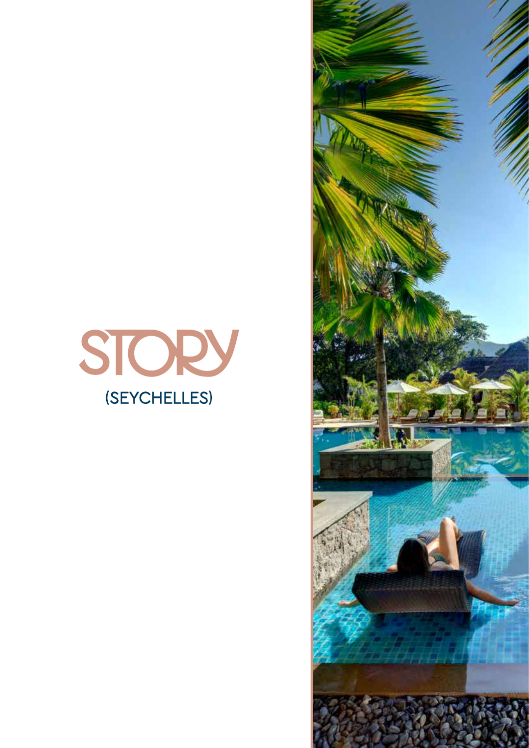# STORY

(SEYCHELLES)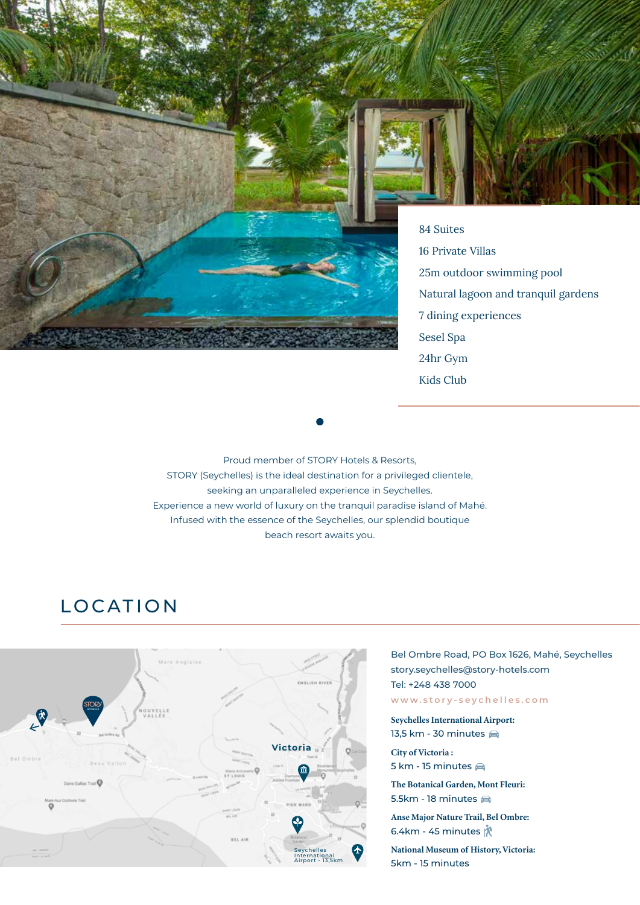- 84 Suites
- 16 Private Villas
- 25m outdoor swimming pool
- Natural lagoon and tranquil gardens
- 7 dining experiences
- Sesel Spa
- 24hr Gym
- Kids Club

Proud member of STORY Hotels & Resorts,
STORY (Seychelles) is the ideal destination for a privileged clientele,
seeking an unparalleled experience in Seychelles.
Experience a new world of luxury on the tranquil paradise island of Mahé.
Infused with the essence of the Seychelles, our splendid boutique
beach resort awaits you.

## LOCATION

Bel Ombre Road, PO Box 1626, Mahé, Seychelles
story.seychelles@story-hotels.com
Tel: +248 438 7000
www.story-seychelles.com

**Seychelles International Airport:**
13,5 km - 30 minutes

**City of Victoria :**
5 km - 15 minutes

**The Botanical Garden, Mont Fleuri:**
5.5km - 18 minutes

**Anse Major Nature Trail, Bel Ombre:**
6.4km - 45 minutes

**National Museum of History, Victoria:**
5km - 15 minutes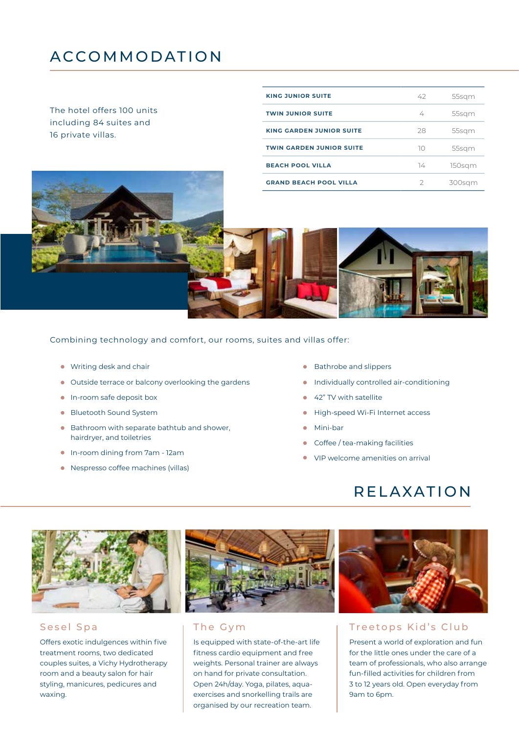# ACCOMMODATION

The hotel offers 100 units including 84 suites and 16 private villas.

| | | |
|---|---|---|
| **KING JUNIOR SUITE** | 42 | 55sqm |
| **TWIN JUNIOR SUITE** | 4 | 55sqm |
| **KING GARDEN JUNIOR SUITE** | 28 | 55sqm |
| **TWIN GARDEN JUNIOR SUITE** | 10 | 55sqm |
| **BEACH POOL VILLA** | 14 | 150sqm |
| **GRAND BEACH POOL VILLA** | 2 | 300sqm |

Combining technology and comfort, our rooms, suites and villas offer:

- Writing desk and chair
- Outside terrace or balcony overlooking the gardens
- In-room safe deposit box
- Bluetooth Sound System
- Bathroom with separate bathtub and shower, hairdryer, and toiletries
- In-room dining from 7am - 12am
- Nespresso coffee machines (villas)
- Bathrobe and slippers
- Individually controlled air-conditioning
- 42" TV with satellite
- High-speed Wi-Fi Internet access
- Mini-bar
- Coffee / tea-making facilities
- VIP welcome amenities on arrival

# RELAXATION

## Sesel Spa

Offers exotic indulgences within five treatment rooms, two dedicated couples suites, a Vichy Hydrotherapy room and a beauty salon for hair styling, manicures, pedicures and waxing.

## The Gym

Is equipped with state-of-the-art life fitness cardio equipment and free weights. Personal trainer are always on hand for private consultation. Open 24h/day. Yoga, pilates, aqua-exercises and snorkelling trails are organised by our recreation team.

## Treetops Kid's Club

Present a world of exploration and fun for the little ones under the care of a team of professionals, who also arrange fun-filled activities for children from 3 to 12 years old. Open everyday from 9am to 6pm.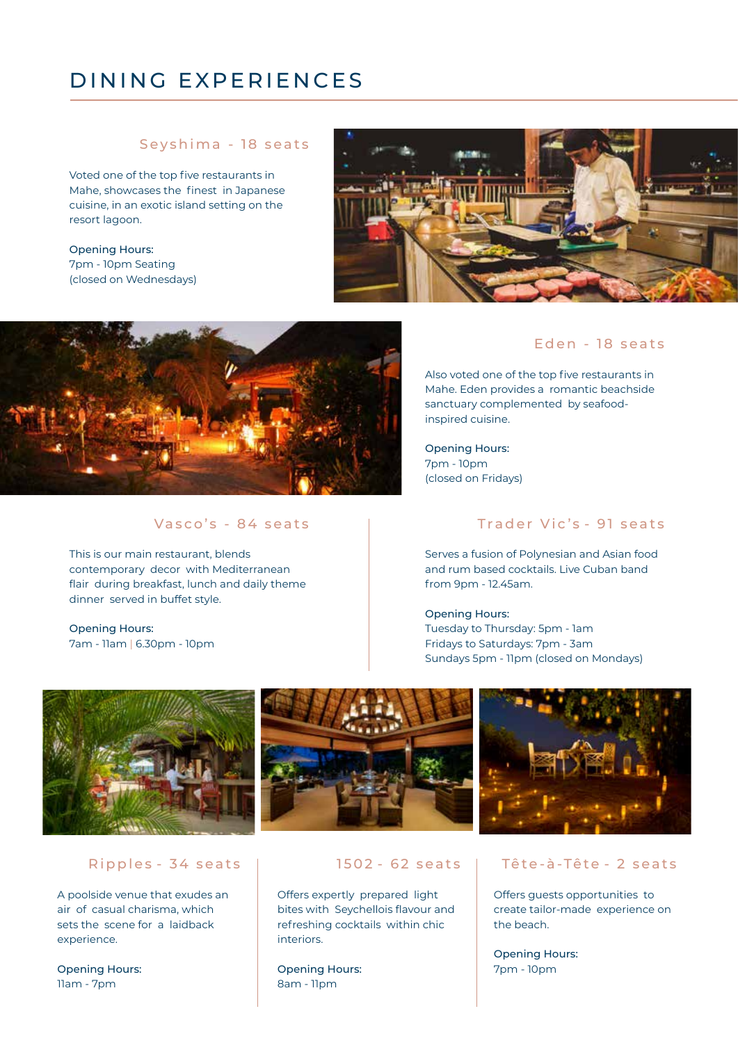# DINING EXPERIENCES

## Seyshima - 18 seats

Voted one of the top five restaurants in Mahe, showcases the finest in Japanese cuisine, in an exotic island setting on the resort lagoon.

**Opening Hours:**
7pm - 10pm Seating
(closed on Wednesdays)

## Eden - 18 seats

Also voted one of the top five restaurants in Mahe. Eden provides a romantic beachside sanctuary complemented by seafood-inspired cuisine.

**Opening Hours:**
7pm - 10pm
(closed on Fridays)

## Vasco's - 84 seats

This is our main restaurant, blends contemporary decor with Mediterranean flair during breakfast, lunch and daily theme dinner served in buffet style.

**Opening Hours:**
7am - 11am | 6.30pm - 10pm

## Trader Vic's - 91 seats

Serves a fusion of Polynesian and Asian food and rum based cocktails. Live Cuban band from 9pm - 12.45am.

**Opening Hours:**
Tuesday to Thursday: 5pm - 1am
Fridays to Saturdays: 7pm - 3am
Sundays 5pm - 11pm (closed on Mondays)

## Ripples - 34 seats

A poolside venue that exudes an air of casual charisma, which sets the scene for a laidback experience.

**Opening Hours:**
11am - 7pm

## 1502 - 62 seats

Offers expertly prepared light bites with Seychellois flavour and refreshing cocktails within chic interiors.

**Opening Hours:**
8am - 11pm

## Tête-à-Tête - 2 seats

Offers guests opportunities to create tailor-made experience on the beach.

**Opening Hours:**
7pm - 10pm